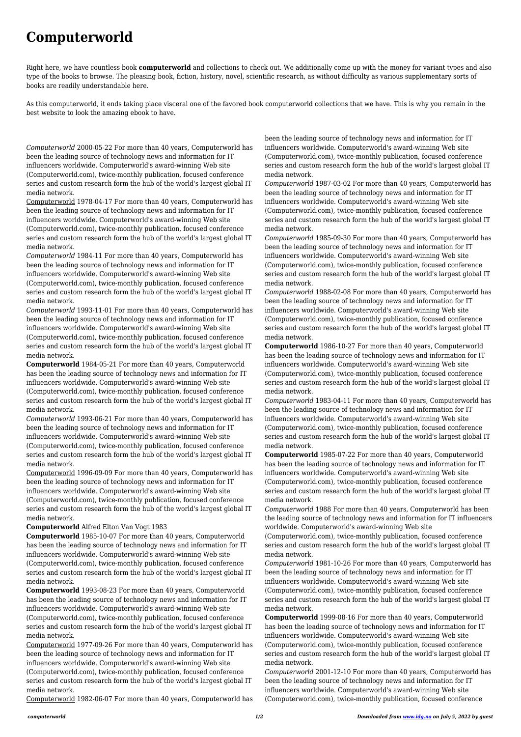# Computerworld

Right here, we have countless book **computerworld** and collections to check out. We additionally come up with the money for variant types and also type of the books to browse. The pleasing book, fiction, history, novel, scientific research, as without difficulty as various supplementary sorts of books are readily understandable here.

As this computerworld, it ends taking place visceral one of the favored book computerworld collections that we have. This is why you remain in the best website to look the amazing ebook to have.

*Computerworld* 2000-05-22 For more than 40 years, Computerworld has been the leading source of technology news and information for IT influencers worldwide. Computerworld's award-winning Web site (Computerworld.com), twice-monthly publication, focused conference series and custom research form the hub of the world's largest global IT media network.

Computerworld 1978-04-17 For more than 40 years, Computerworld has been the leading source of technology news and information for IT influencers worldwide. Computerworld's award-winning Web site (Computerworld.com), twice-monthly publication, focused conference series and custom research form the hub of the world's largest global IT media network.

*Computerworld* 1984-11 For more than 40 years, Computerworld has been the leading source of technology news and information for IT influencers worldwide. Computerworld's award-winning Web site (Computerworld.com), twice-monthly publication, focused conference series and custom research form the hub of the world's largest global IT media network.

*Computerworld* 1993-11-01 For more than 40 years, Computerworld has been the leading source of technology news and information for IT influencers worldwide. Computerworld's award-winning Web site (Computerworld.com), twice-monthly publication, focused conference series and custom research form the hub of the world's largest global IT media network.

**Computerworld** 1984-05-21 For more than 40 years, Computerworld has been the leading source of technology news and information for IT influencers worldwide. Computerworld's award-winning Web site (Computerworld.com), twice-monthly publication, focused conference series and custom research form the hub of the world's largest global IT media network.

*Computerworld* 1993-06-21 For more than 40 years, Computerworld has been the leading source of technology news and information for IT influencers worldwide. Computerworld's award-winning Web site (Computerworld.com), twice-monthly publication, focused conference series and custom research form the hub of the world's largest global IT media network.

Computerworld 1996-09-09 For more than 40 years, Computerworld has been the leading source of technology news and information for IT influencers worldwide. Computerworld's award-winning Web site (Computerworld.com), twice-monthly publication, focused conference series and custom research form the hub of the world's largest global IT media network.

**Computerworld** Alfred Elton Van Vogt 1983

**Computerworld** 1985-10-07 For more than 40 years, Computerworld has been the leading source of technology news and information for IT influencers worldwide. Computerworld's award-winning Web site (Computerworld.com), twice-monthly publication, focused conference series and custom research form the hub of the world's largest global IT media network.

**Computerworld** 1993-08-23 For more than 40 years, Computerworld has been the leading source of technology news and information for IT influencers worldwide. Computerworld's award-winning Web site (Computerworld.com), twice-monthly publication, focused conference series and custom research form the hub of the world's largest global IT media network.

Computerworld 1977-09-26 For more than 40 years, Computerworld has been the leading source of technology news and information for IT influencers worldwide. Computerworld's award-winning Web site (Computerworld.com), twice-monthly publication, focused conference series and custom research form the hub of the world's largest global IT media network.

Computerworld 1982-06-07 For more than 40 years, Computerworld has been the leading source of technology news and information for IT influencers worldwide. Computerworld's award-winning Web site (Computerworld.com), twice-monthly publication, focused conference series and custom research form the hub of the world's largest global IT media network.

*Computerworld* 1987-03-02 For more than 40 years, Computerworld has been the leading source of technology news and information for IT influencers worldwide. Computerworld's award-winning Web site (Computerworld.com), twice-monthly publication, focused conference series and custom research form the hub of the world's largest global IT media network.

*Computerworld* 1985-09-30 For more than 40 years, Computerworld has been the leading source of technology news and information for IT influencers worldwide. Computerworld's award-winning Web site (Computerworld.com), twice-monthly publication, focused conference series and custom research form the hub of the world's largest global IT media network.

*Computerworld* 1988-02-08 For more than 40 years, Computerworld has been the leading source of technology news and information for IT influencers worldwide. Computerworld's award-winning Web site (Computerworld.com), twice-monthly publication, focused conference series and custom research form the hub of the world's largest global IT media network.

**Computerworld** 1986-10-27 For more than 40 years, Computerworld has been the leading source of technology news and information for IT influencers worldwide. Computerworld's award-winning Web site (Computerworld.com), twice-monthly publication, focused conference series and custom research form the hub of the world's largest global IT media network.

*Computerworld* 1983-04-11 For more than 40 years, Computerworld has been the leading source of technology news and information for IT influencers worldwide. Computerworld's award-winning Web site (Computerworld.com), twice-monthly publication, focused conference series and custom research form the hub of the world's largest global IT media network.

**Computerworld** 1985-07-22 For more than 40 years, Computerworld has been the leading source of technology news and information for IT influencers worldwide. Computerworld's award-winning Web site (Computerworld.com), twice-monthly publication, focused conference series and custom research form the hub of the world's largest global IT media network.

*Computerworld* 1988 For more than 40 years, Computerworld has been the leading source of technology news and information for IT influencers worldwide. Computerworld's award-winning Web site (Computerworld.com), twice-monthly publication, focused conference series and custom research form the hub of the world's largest global IT media network.

*Computerworld* 1981-10-26 For more than 40 years, Computerworld has been the leading source of technology news and information for IT influencers worldwide. Computerworld's award-winning Web site (Computerworld.com), twice-monthly publication, focused conference series and custom research form the hub of the world's largest global IT media network.

**Computerworld** 1999-08-16 For more than 40 years, Computerworld has been the leading source of technology news and information for IT influencers worldwide. Computerworld's award-winning Web site (Computerworld.com), twice-monthly publication, focused conference series and custom research form the hub of the world's largest global IT media network.

*Computerworld* 2001-12-10 For more than 40 years, Computerworld has been the leading source of technology news and information for IT influencers worldwide. Computerworld's award-winning Web site (Computerworld.com), twice-monthly publication, focused conference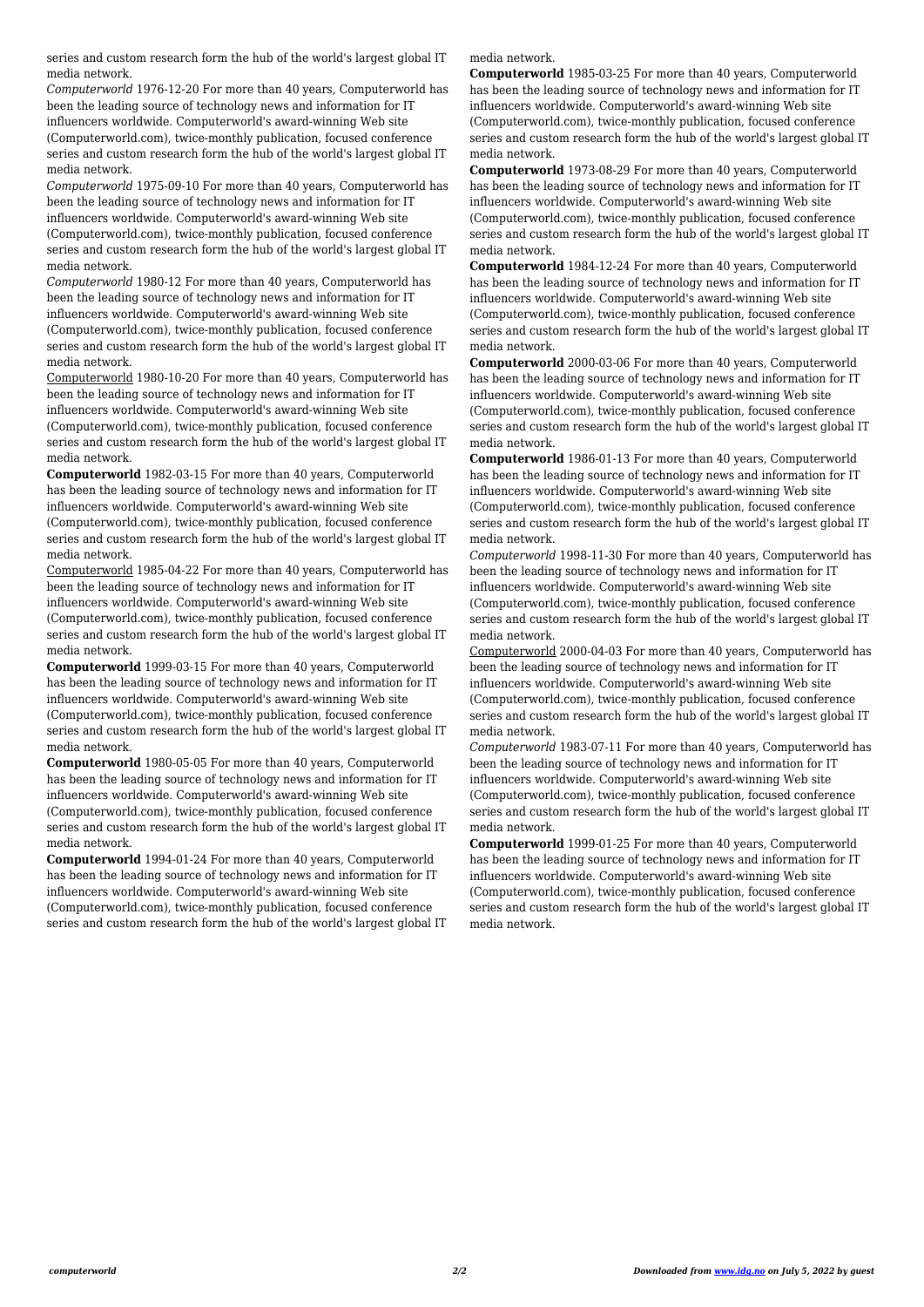series and custom research form the hub of the world's largest global IT media network.

*Computerworld* 1976-12-20 For more than 40 years, Computerworld has been the leading source of technology news and information for IT influencers worldwide. Computerworld's award-winning Web site (Computerworld.com), twice-monthly publication, focused conference series and custom research form the hub of the world's largest global IT media network.

*Computerworld* 1975-09-10 For more than 40 years, Computerworld has been the leading source of technology news and information for IT influencers worldwide. Computerworld's award-winning Web site (Computerworld.com), twice-monthly publication, focused conference series and custom research form the hub of the world's largest global IT media network.

*Computerworld* 1980-12 For more than 40 years, Computerworld has been the leading source of technology news and information for IT influencers worldwide. Computerworld's award-winning Web site (Computerworld.com), twice-monthly publication, focused conference series and custom research form the hub of the world's largest global IT media network.

Computerworld 1980-10-20 For more than 40 years, Computerworld has been the leading source of technology news and information for IT influencers worldwide. Computerworld's award-winning Web site (Computerworld.com), twice-monthly publication, focused conference series and custom research form the hub of the world's largest global IT media network.

**Computerworld** 1982-03-15 For more than 40 years, Computerworld has been the leading source of technology news and information for IT influencers worldwide. Computerworld's award-winning Web site (Computerworld.com), twice-monthly publication, focused conference series and custom research form the hub of the world's largest global IT media network.

Computerworld 1985-04-22 For more than 40 years, Computerworld has been the leading source of technology news and information for IT influencers worldwide. Computerworld's award-winning Web site (Computerworld.com), twice-monthly publication, focused conference series and custom research form the hub of the world's largest global IT media network.

**Computerworld** 1999-03-15 For more than 40 years, Computerworld has been the leading source of technology news and information for IT influencers worldwide. Computerworld's award-winning Web site (Computerworld.com), twice-monthly publication, focused conference series and custom research form the hub of the world's largest global IT media network.

**Computerworld** 1980-05-05 For more than 40 years, Computerworld has been the leading source of technology news and information for IT influencers worldwide. Computerworld's award-winning Web site (Computerworld.com), twice-monthly publication, focused conference series and custom research form the hub of the world's largest global IT media network.

**Computerworld** 1994-01-24 For more than 40 years, Computerworld has been the leading source of technology news and information for IT influencers worldwide. Computerworld's award-winning Web site (Computerworld.com), twice-monthly publication, focused conference series and custom research form the hub of the world's largest global IT media network.

**Computerworld** 1985-03-25 For more than 40 years, Computerworld has been the leading source of technology news and information for IT influencers worldwide. Computerworld's award-winning Web site (Computerworld.com), twice-monthly publication, focused conference series and custom research form the hub of the world's largest global IT media network.

**Computerworld** 1973-08-29 For more than 40 years, Computerworld has been the leading source of technology news and information for IT influencers worldwide. Computerworld's award-winning Web site (Computerworld.com), twice-monthly publication, focused conference series and custom research form the hub of the world's largest global IT media network.

**Computerworld** 1984-12-24 For more than 40 years, Computerworld has been the leading source of technology news and information for IT influencers worldwide. Computerworld's award-winning Web site (Computerworld.com), twice-monthly publication, focused conference series and custom research form the hub of the world's largest global IT media network.

**Computerworld** 2000-03-06 For more than 40 years, Computerworld has been the leading source of technology news and information for IT influencers worldwide. Computerworld's award-winning Web site (Computerworld.com), twice-monthly publication, focused conference series and custom research form the hub of the world's largest global IT media network.

**Computerworld** 1986-01-13 For more than 40 years, Computerworld has been the leading source of technology news and information for IT influencers worldwide. Computerworld's award-winning Web site (Computerworld.com), twice-monthly publication, focused conference series and custom research form the hub of the world's largest global IT media network.

*Computerworld* 1998-11-30 For more than 40 years, Computerworld has been the leading source of technology news and information for IT influencers worldwide. Computerworld's award-winning Web site (Computerworld.com), twice-monthly publication, focused conference series and custom research form the hub of the world's largest global IT media network.

Computerworld 2000-04-03 For more than 40 years, Computerworld has been the leading source of technology news and information for IT influencers worldwide. Computerworld's award-winning Web site (Computerworld.com), twice-monthly publication, focused conference series and custom research form the hub of the world's largest global IT media network.

*Computerworld* 1983-07-11 For more than 40 years, Computerworld has been the leading source of technology news and information for IT influencers worldwide. Computerworld's award-winning Web site (Computerworld.com), twice-monthly publication, focused conference series and custom research form the hub of the world's largest global IT media network.

**Computerworld** 1999-01-25 For more than 40 years, Computerworld has been the leading source of technology news and information for IT influencers worldwide. Computerworld's award-winning Web site (Computerworld.com), twice-monthly publication, focused conference series and custom research form the hub of the world's largest global IT media network.